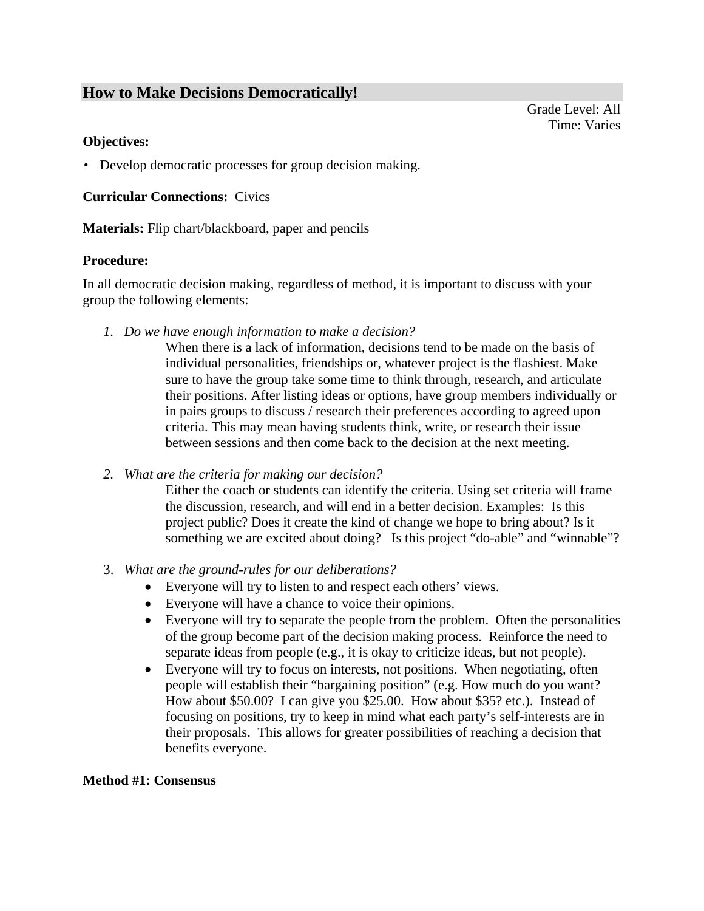## How to Make Decisions Democratically!

Grade Level: All
Time: Varies

**Objectives:**

- Develop democratic processes for group decision making.

**Curricular Connections:** Civics

**Materials:** Flip chart/blackboard, paper and pencils

**Procedure:**

In all democratic decision making, regardless of method, it is important to discuss with your group the following elements:

1. *Do we have enough information to make a decision?*
   When there is a lack of information, decisions tend to be made on the basis of individual personalities, friendships or, whatever project is the flashiest. Make sure to have the group take some time to think through, research, and articulate their positions. After listing ideas or options, have group members individually or in pairs groups to discuss / research their preferences according to agreed upon criteria. This may mean having students think, write, or research their issue between sessions and then come back to the decision at the next meeting.

2. *What are the criteria for making our decision?*
   Either the coach or students can identify the criteria. Using set criteria will frame the discussion, research, and will end in a better decision. Examples: Is this project public? Does it create the kind of change we hope to bring about? Is it something we are excited about doing? Is this project "do-able" and "winnable"?

3. *What are the ground-rules for our deliberations?*
   - Everyone will try to listen to and respect each others' views.
   - Everyone will have a chance to voice their opinions.
   - Everyone will try to separate the people from the problem. Often the personalities of the group become part of the decision making process. Reinforce the need to separate ideas from people (e.g., it is okay to criticize ideas, but not people).
   - Everyone will try to focus on interests, not positions. When negotiating, often people will establish their "bargaining position" (e.g. How much do you want? How about $50.00? I can give you $25.00. How about $35? etc.). Instead of focusing on positions, try to keep in mind what each party's self-interests are in their proposals. This allows for greater possibilities of reaching a decision that benefits everyone.

**Method #1: Consensus**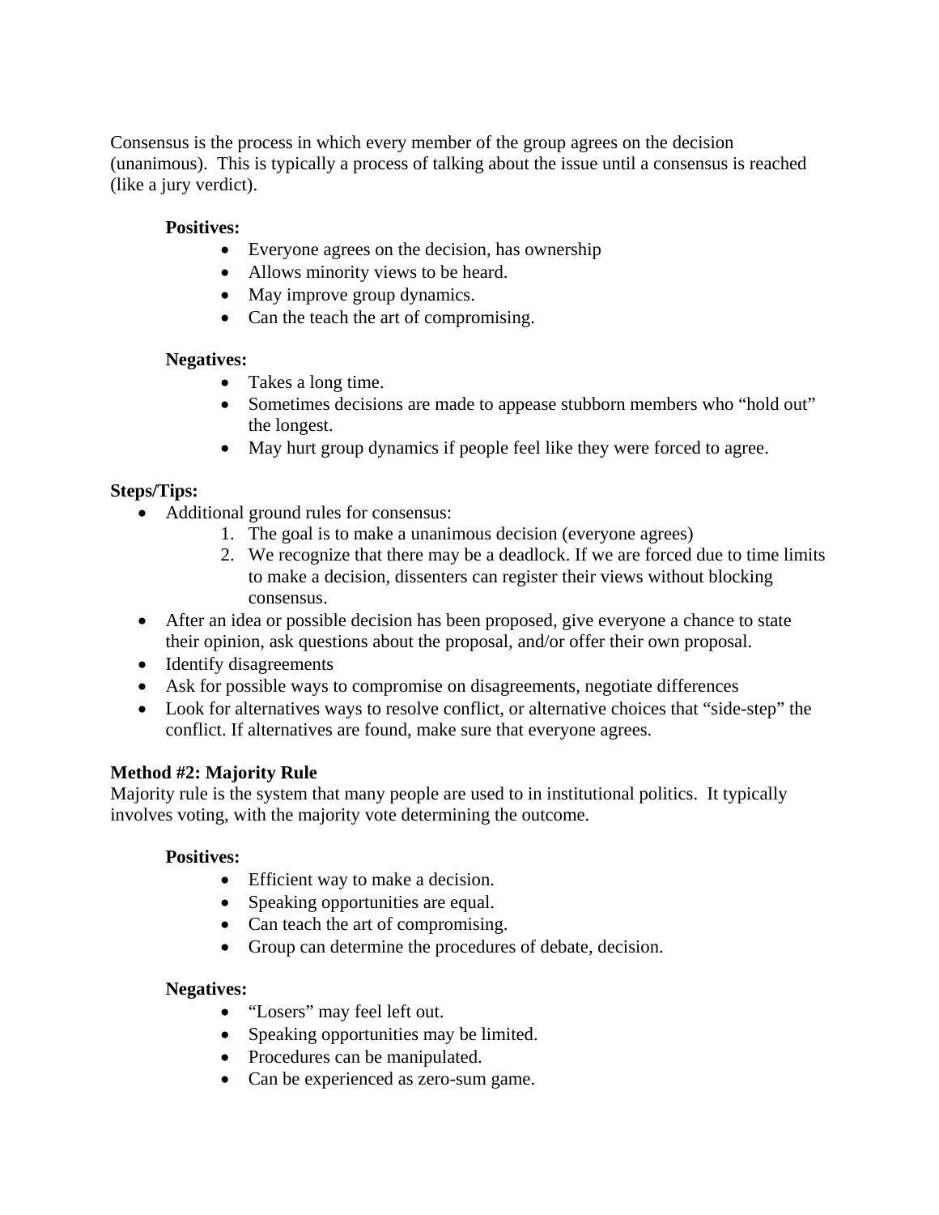Consensus is the process in which every member of the group agrees on the decision (unanimous). This is typically a process of talking about the issue until a consensus is reached (like a jury verdict).

**Positives:**

- Everyone agrees on the decision, has ownership
- Allows minority views to be heard.
- May improve group dynamics.
- Can the teach the art of compromising.

**Negatives:**

- Takes a long time.
- Sometimes decisions are made to appease stubborn members who "hold out" the longest.
- May hurt group dynamics if people feel like they were forced to agree.

**Steps/Tips:**

- Additional ground rules for consensus:
  1. The goal is to make a unanimous decision (everyone agrees)
  2. We recognize that there may be a deadlock. If we are forced due to time limits to make a decision, dissenters can register their views without blocking consensus.
- After an idea or possible decision has been proposed, give everyone a chance to state their opinion, ask questions about the proposal, and/or offer their own proposal.
- Identify disagreements
- Ask for possible ways to compromise on disagreements, negotiate differences
- Look for alternatives ways to resolve conflict, or alternative choices that "side-step" the conflict. If alternatives are found, make sure that everyone agrees.

**Method #2: Majority Rule**

Majority rule is the system that many people are used to in institutional politics. It typically involves voting, with the majority vote determining the outcome.

**Positives:**

- Efficient way to make a decision.
- Speaking opportunities are equal.
- Can teach the art of compromising.
- Group can determine the procedures of debate, decision.

**Negatives:**

- "Losers" may feel left out.
- Speaking opportunities may be limited.
- Procedures can be manipulated.
- Can be experienced as zero-sum game.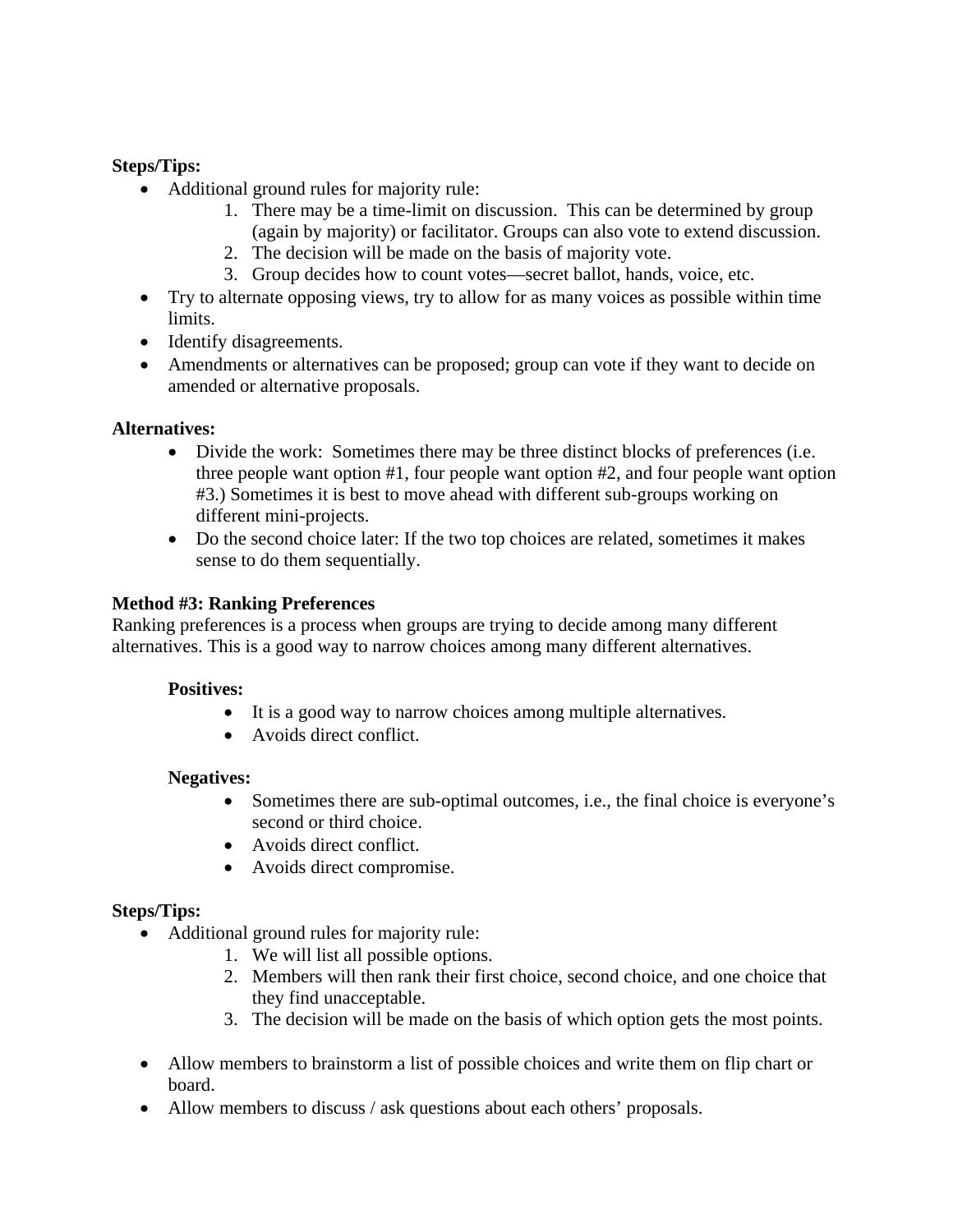**Steps/Tips:**

- Additional ground rules for majority rule:
    1. There may be a time-limit on discussion. This can be determined by group (again by majority) or facilitator. Groups can also vote to extend discussion.
    2. The decision will be made on the basis of majority vote.
    3. Group decides how to count votes—secret ballot, hands, voice, etc.
- Try to alternate opposing views, try to allow for as many voices as possible within time limits.
- Identify disagreements.
- Amendments or alternatives can be proposed; group can vote if they want to decide on amended or alternative proposals.

**Alternatives:**

- Divide the work: Sometimes there may be three distinct blocks of preferences (i.e. three people want option #1, four people want option #2, and four people want option #3.) Sometimes it is best to move ahead with different sub-groups working on different mini-projects.
- Do the second choice later: If the two top choices are related, sometimes it makes sense to do them sequentially.

**Method #3: Ranking Preferences**

Ranking preferences is a process when groups are trying to decide among many different alternatives. This is a good way to narrow choices among many different alternatives.

**Positives:**

- It is a good way to narrow choices among multiple alternatives.
- Avoids direct conflict.

**Negatives:**

- Sometimes there are sub-optimal outcomes, i.e., the final choice is everyone's second or third choice.
- Avoids direct conflict.
- Avoids direct compromise.

**Steps/Tips:**

- Additional ground rules for majority rule:
    1. We will list all possible options.
    2. Members will then rank their first choice, second choice, and one choice that they find unacceptable.
    3. The decision will be made on the basis of which option gets the most points.

- Allow members to brainstorm a list of possible choices and write them on flip chart or board.
- Allow members to discuss / ask questions about each others' proposals.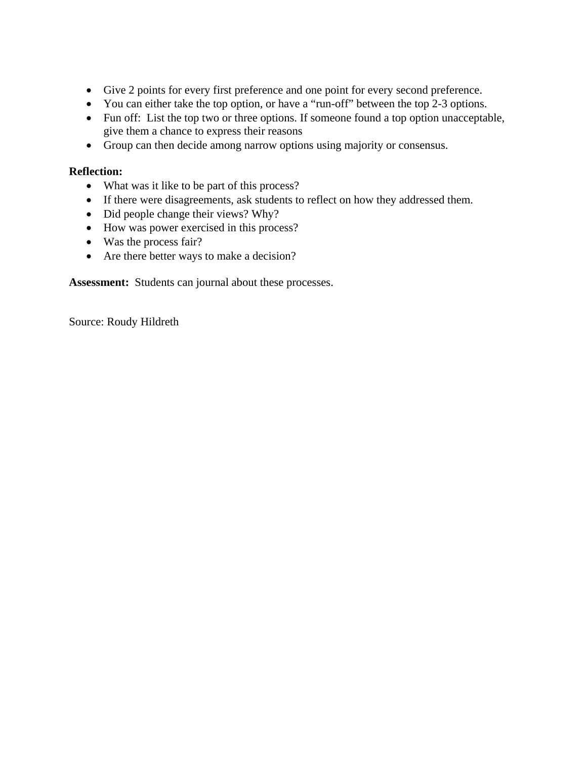- Give 2 points for every first preference and one point for every second preference.
- You can either take the top option, or have a “run-off” between the top 2-3 options.
- Fun off: List the top two or three options. If someone found a top option unacceptable, give them a chance to express their reasons
- Group can then decide among narrow options using majority or consensus.

**Reflection:**

- What was it like to be part of this process?
- If there were disagreements, ask students to reflect on how they addressed them.
- Did people change their views? Why?
- How was power exercised in this process?
- Was the process fair?
- Are there better ways to make a decision?

**Assessment:** Students can journal about these processes.

Source: Roudy Hildreth